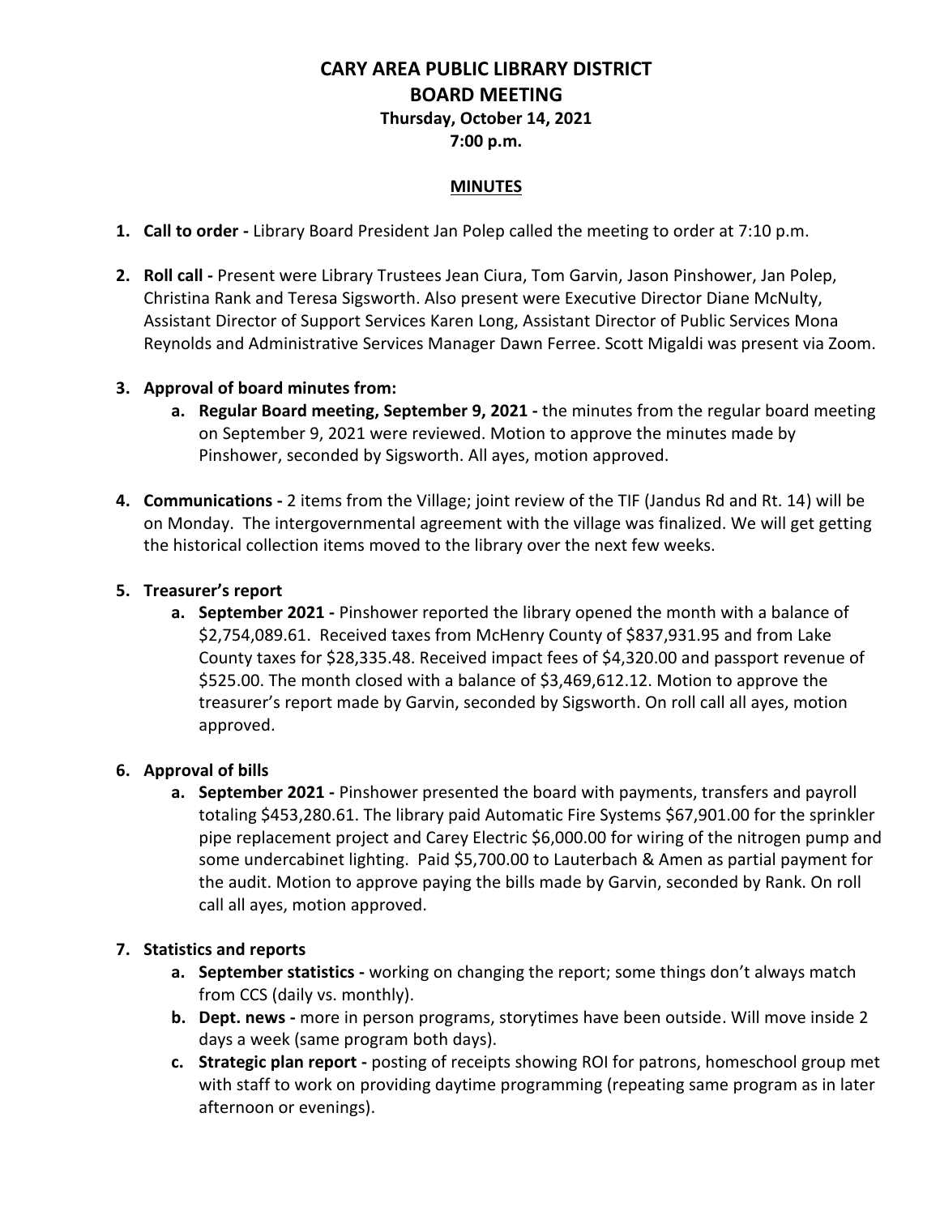# CARY AREA PUBLIC LIBRARY DISTRICT
## BOARD MEETING
### Thursday, October 14, 2021
### 7:00 p.m.

**MINUTES**

1. **Call to order -** Library Board President Jan Polep called the meeting to order at 7:10 p.m.

2. **Roll call -** Present were Library Trustees Jean Ciura, Tom Garvin, Jason Pinshower, Jan Polep, Christina Rank and Teresa Sigsworth. Also present were Executive Director Diane McNulty, Assistant Director of Support Services Karen Long, Assistant Director of Public Services Mona Reynolds and Administrative Services Manager Dawn Ferree. Scott Migaldi was present via Zoom.

3. **Approval of board minutes from:**
   a. **Regular Board meeting, September 9, 2021 -** the minutes from the regular board meeting on September 9, 2021 were reviewed. Motion to approve the minutes made by Pinshower, seconded by Sigsworth. All ayes, motion approved.

4. **Communications -** 2 items from the Village; joint review of the TIF (Jandus Rd and Rt. 14) will be on Monday. The intergovernmental agreement with the village was finalized. We will get getting the historical collection items moved to the library over the next few weeks.

5. **Treasurer's report**
   a. **September 2021 -** Pinshower reported the library opened the month with a balance of $2,754,089.61. Received taxes from McHenry County of $837,931.95 and from Lake County taxes for $28,335.48. Received impact fees of $4,320.00 and passport revenue of $525.00. The month closed with a balance of $3,469,612.12. Motion to approve the treasurer's report made by Garvin, seconded by Sigsworth. On roll call all ayes, motion approved.

6. **Approval of bills**
   a. **September 2021 -** Pinshower presented the board with payments, transfers and payroll totaling $453,280.61. The library paid Automatic Fire Systems $67,901.00 for the sprinkler pipe replacement project and Carey Electric $6,000.00 for wiring of the nitrogen pump and some undercabinet lighting. Paid $5,700.00 to Lauterbach & Amen as partial payment for the audit. Motion to approve paying the bills made by Garvin, seconded by Rank. On roll call all ayes, motion approved.

7. **Statistics and reports**
   a. **September statistics -** working on changing the report; some things don't always match from CCS (daily vs. monthly).
   b. **Dept. news -** more in person programs, storytimes have been outside. Will move inside 2 days a week (same program both days).
   c. **Strategic plan report -** posting of receipts showing ROI for patrons, homeschool group met with staff to work on providing daytime programming (repeating same program as in later afternoon or evenings).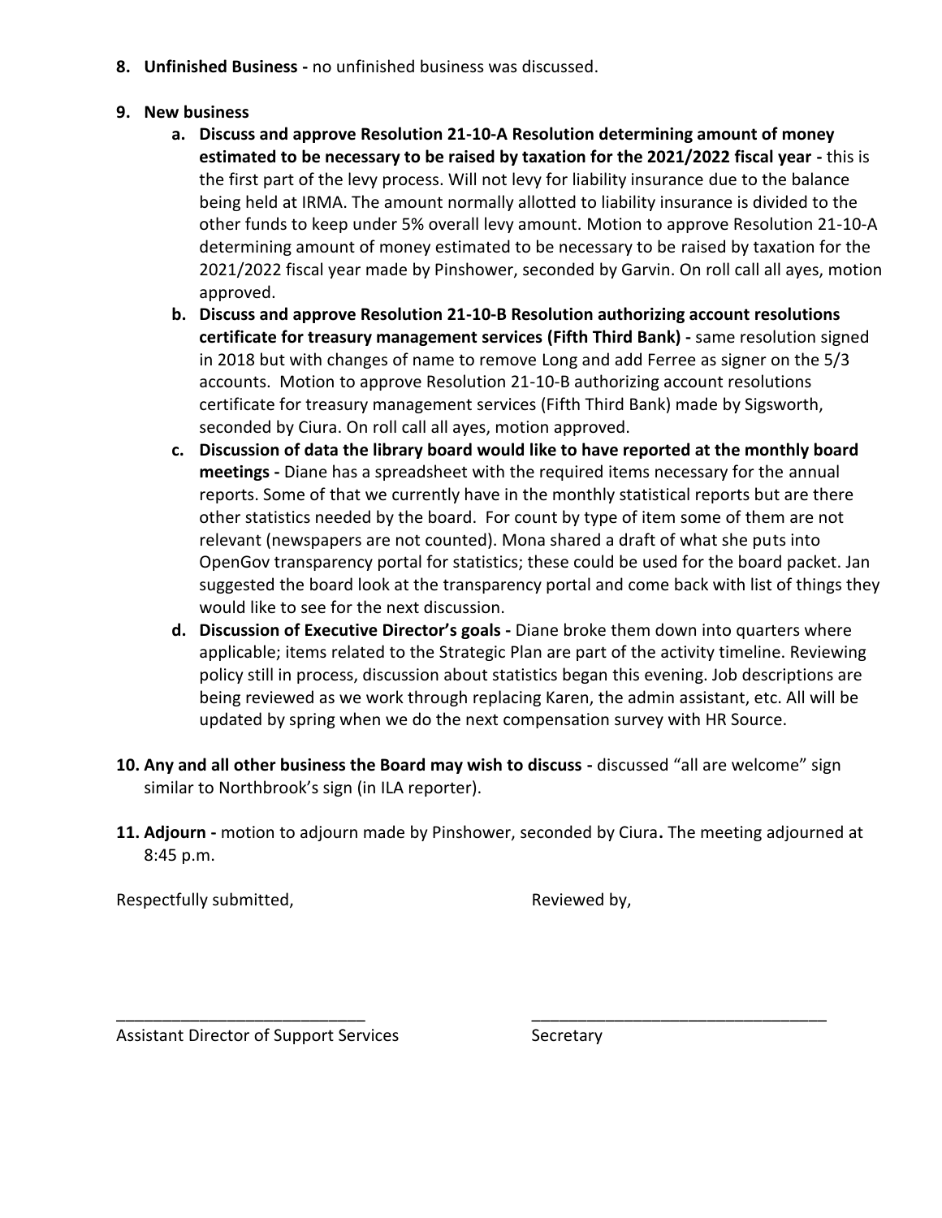8. **Unfinished Business -** no unfinished business was discussed.

9. **New business**
   a. **Discuss and approve Resolution 21-10-A Resolution determining amount of money estimated to be necessary to be raised by taxation for the 2021/2022 fiscal year -** this is the first part of the levy process. Will not levy for liability insurance due to the balance being held at IRMA. The amount normally allotted to liability insurance is divided to the other funds to keep under 5% overall levy amount. Motion to approve Resolution 21-10-A determining amount of money estimated to be necessary to be raised by taxation for the 2021/2022 fiscal year made by Pinshower, seconded by Garvin. On roll call all ayes, motion approved.
   b. **Discuss and approve Resolution 21-10-B Resolution authorizing account resolutions certificate for treasury management services (Fifth Third Bank) -** same resolution signed in 2018 but with changes of name to remove Long and add Ferree as signer on the 5/3 accounts. Motion to approve Resolution 21-10-B authorizing account resolutions certificate for treasury management services (Fifth Third Bank) made by Sigsworth, seconded by Ciura. On roll call all ayes, motion approved.
   c. **Discussion of data the library board would like to have reported at the monthly board meetings -** Diane has a spreadsheet with the required items necessary for the annual reports. Some of that we currently have in the monthly statistical reports but are there other statistics needed by the board. For count by type of item some of them are not relevant (newspapers are not counted). Mona shared a draft of what she puts into OpenGov transparency portal for statistics; these could be used for the board packet. Jan suggested the board look at the transparency portal and come back with list of things they would like to see for the next discussion.
   d. **Discussion of Executive Director's goals -** Diane broke them down into quarters where applicable; items related to the Strategic Plan are part of the activity timeline. Reviewing policy still in process, discussion about statistics began this evening. Job descriptions are being reviewed as we work through replacing Karen, the admin assistant, etc. All will be updated by spring when we do the next compensation survey with HR Source.

10. **Any and all other business the Board may wish to discuss -** discussed "all are welcome" sign similar to Northbrook's sign (in ILA reporter).

11. **Adjourn -** motion to adjourn made by Pinshower, seconded by Ciura**.** The meeting adjourned at 8:45 p.m.

Respectfully submitted, Reviewed by,

\_\_\_\_\_\_\_\_\_\_\_\_\_\_\_\_\_\_\_\_\_\_\_\_\_\_\_ \_\_\_\_\_\_\_\_\_\_\_\_\_\_\_\_\_\_\_\_\_\_\_\_\_\_\_\_\_\_\_\_

Assistant Director of Support Services Secretary